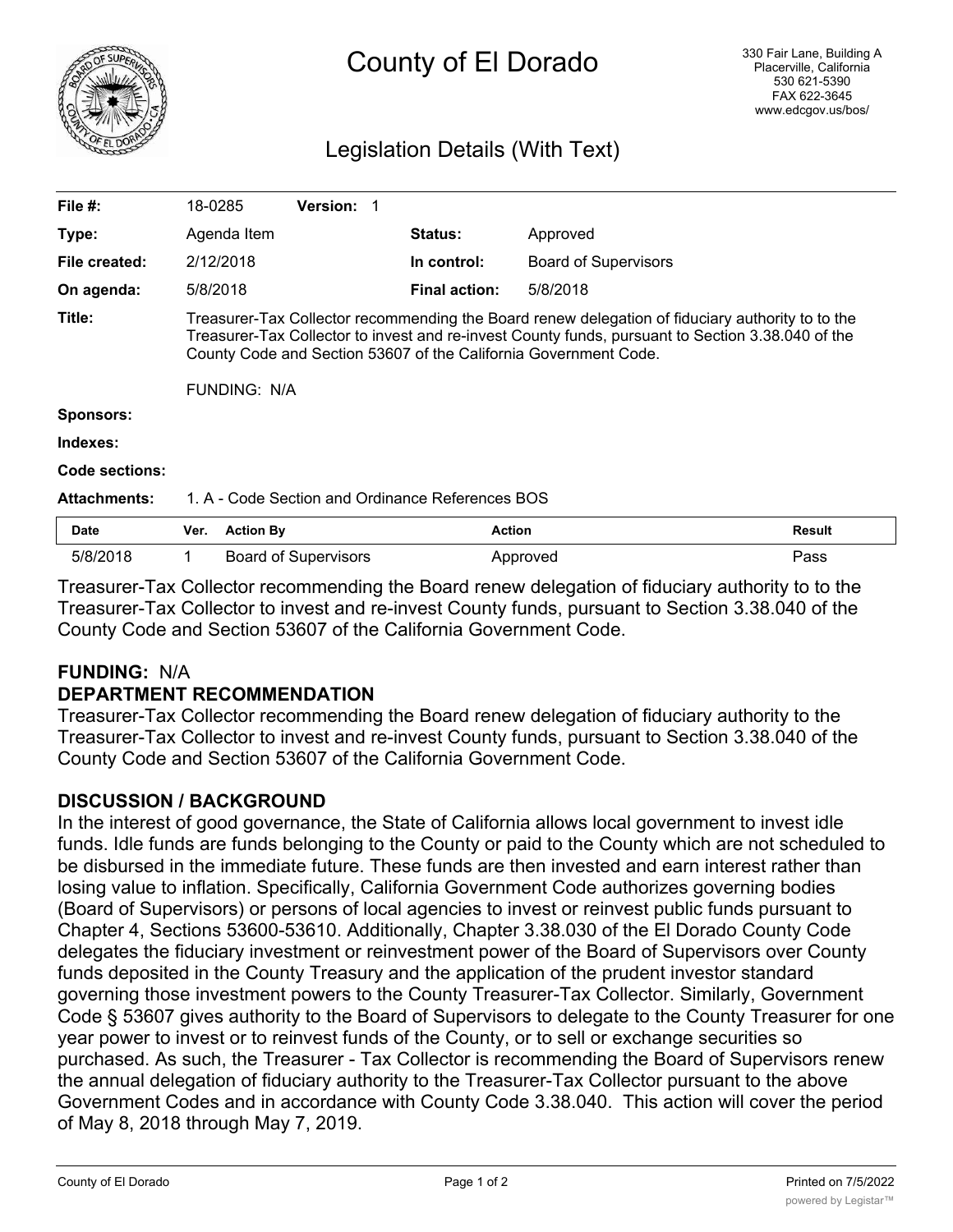# County of El Dorado

330 Fair Lane, Building A
Placerville, California
530 621-5390
FAX 622-3645
www.edcgov.us/bos/

## Legislation Details (With Text)

| | | | |
|---|---|---|---|
| **File #:** | 18-0285 **Version:** 1 | | |
| **Type:** | Agenda Item | **Status:** | Approved |
| **File created:** | 2/12/2018 | **In control:** | Board of Supervisors |
| **On agenda:** | 5/8/2018 | **Final action:** | 5/8/2018 |

**Title:** Treasurer-Tax Collector recommending the Board renew delegation of fiduciary authority to to the Treasurer-Tax Collector to invest and re-invest County funds, pursuant to Section 3.38.040 of the County Code and Section 53607 of the California Government Code.

FUNDING: N/A

**Sponsors:**

**Indexes:**

**Code sections:**

**Attachments:** 1. A - Code Section and Ordinance References BOS

| Date | Ver. | Action By | Action | Result |
|---|---|---|---|---|
| 5/8/2018 | 1 | Board of Supervisors | Approved | Pass |

Treasurer-Tax Collector recommending the Board renew delegation of fiduciary authority to to the Treasurer-Tax Collector to invest and re-invest County funds, pursuant to Section 3.38.040 of the County Code and Section 53607 of the California Government Code.

**FUNDING:** N/A

**DEPARTMENT RECOMMENDATION**

Treasurer-Tax Collector recommending the Board renew delegation of fiduciary authority to the Treasurer-Tax Collector to invest and re-invest County funds, pursuant to Section 3.38.040 of the County Code and Section 53607 of the California Government Code.

**DISCUSSION / BACKGROUND**

In the interest of good governance, the State of California allows local government to invest idle funds. Idle funds are funds belonging to the County or paid to the County which are not scheduled to be disbursed in the immediate future. These funds are then invested and earn interest rather than losing value to inflation. Specifically, California Government Code authorizes governing bodies (Board of Supervisors) or persons of local agencies to invest or reinvest public funds pursuant to Chapter 4, Sections 53600-53610. Additionally, Chapter 3.38.030 of the El Dorado County Code delegates the fiduciary investment or reinvestment power of the Board of Supervisors over County funds deposited in the County Treasury and the application of the prudent investor standard governing those investment powers to the County Treasurer-Tax Collector. Similarly, Government Code § 53607 gives authority to the Board of Supervisors to delegate to the County Treasurer for one year power to invest or to reinvest funds of the County, or to sell or exchange securities so purchased. As such, the Treasurer - Tax Collector is recommending the Board of Supervisors renew the annual delegation of fiduciary authority to the Treasurer-Tax Collector pursuant to the above Government Codes and in accordance with County Code 3.38.040. This action will cover the period of May 8, 2018 through May 7, 2019.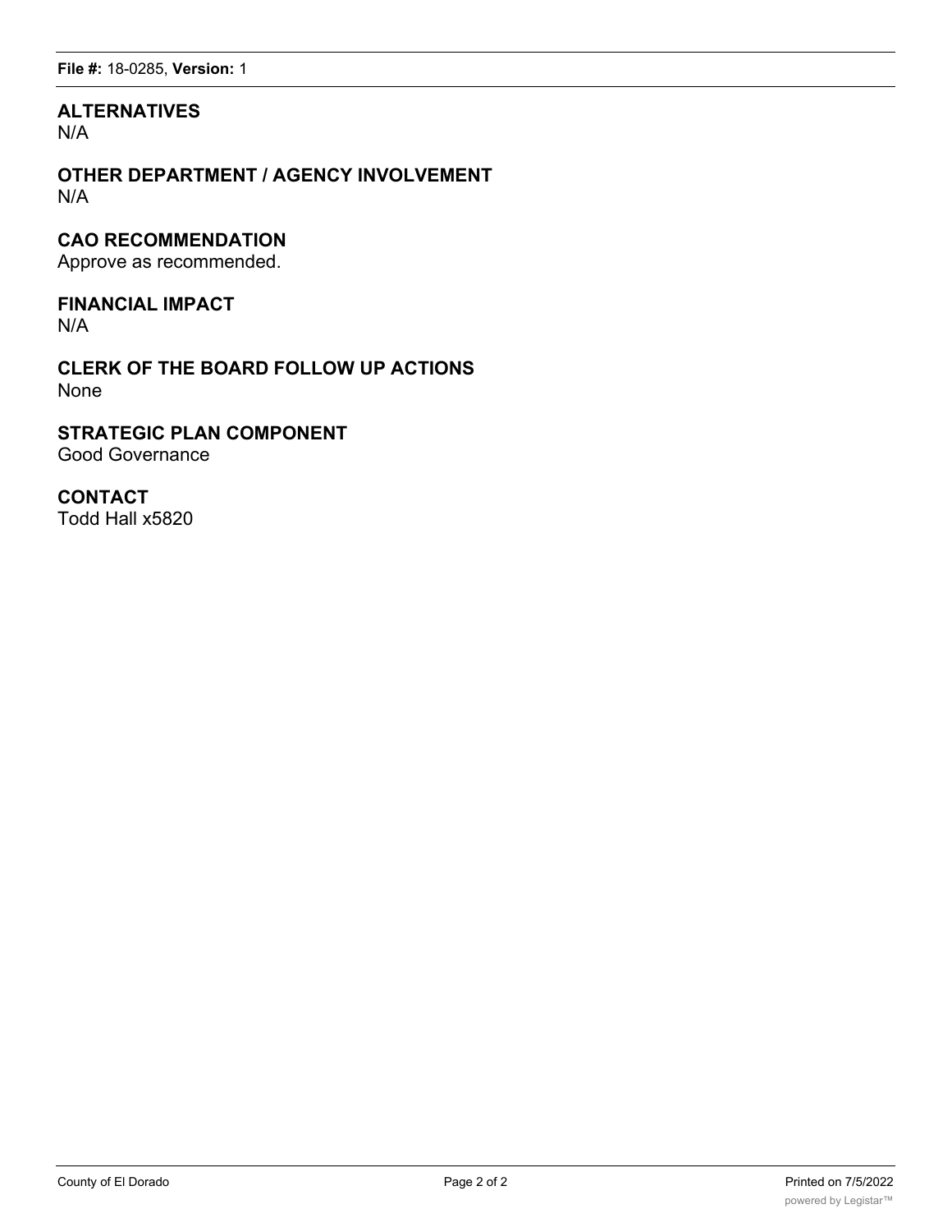File #: 18-0285, Version: 1

## ALTERNATIVES
N/A

## OTHER DEPARTMENT / AGENCY INVOLVEMENT
N/A

## CAO RECOMMENDATION
Approve as recommended.

## FINANCIAL IMPACT
N/A

## CLERK OF THE BOARD FOLLOW UP ACTIONS
None

## STRATEGIC PLAN COMPONENT
Good Governance

## CONTACT
Todd Hall x5820